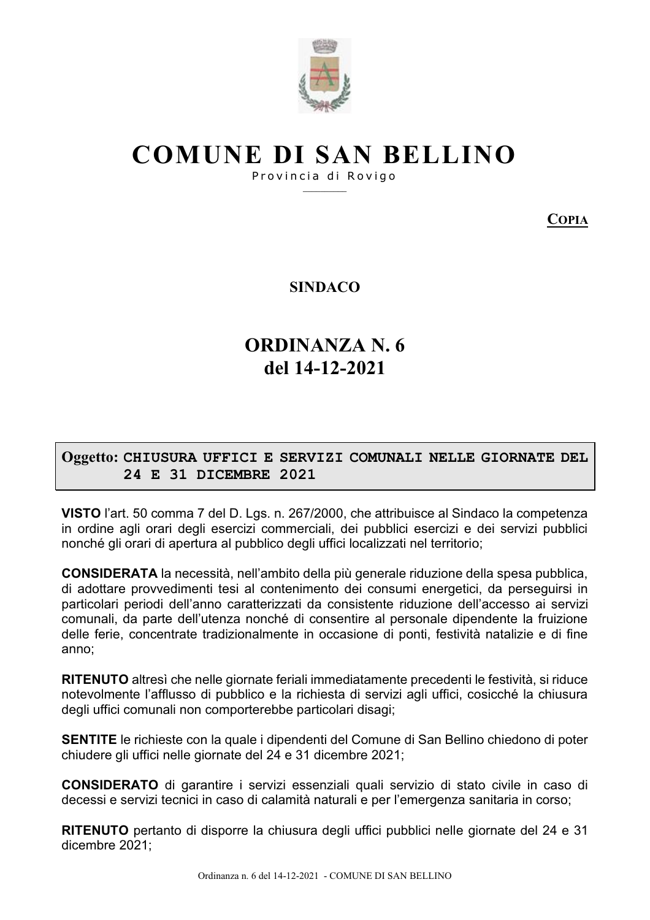# COMUNE DI SAN BELLINO

Provincia di Rovigo

**COPIA**

**SINDACO**

## ORDINANZA N. 6
## del 14-12-2021

**Oggetto: CHIUSURA UFFICI E SERVIZI COMUNALI NELLE GIORNATE DEL 24 E 31 DICEMBRE 2021**

**VISTO** l'art. 50 comma 7 del D. Lgs. n. 267/2000, che attribuisce al Sindaco la competenza in ordine agli orari degli esercizi commerciali, dei pubblici esercizi e dei servizi pubblici nonché gli orari di apertura al pubblico degli uffici localizzati nel territorio;

**CONSIDERATA** la necessità, nell'ambito della più generale riduzione della spesa pubblica, di adottare provvedimenti tesi al contenimento dei consumi energetici, da perseguirsi in particolari periodi dell'anno caratterizzati da consistente riduzione dell'accesso ai servizi comunali, da parte dell'utenza nonché di consentire al personale dipendente la fruizione delle ferie, concentrate tradizionalmente in occasione di ponti, festività natalizie e di fine anno;

**RITENUTO** altresì che nelle giornate feriali immediatamente precedenti le festività, si riduce notevolmente l'afflusso di pubblico e la richiesta di servizi agli uffici, cosicché la chiusura degli uffici comunali non comporterebbe particolari disagi;

**SENTITE** le richieste con la quale i dipendenti del Comune di San Bellino chiedono di poter chiudere gli uffici nelle giornate del 24 e 31 dicembre 2021;

**CONSIDERATO** di garantire i servizi essenziali quali servizio di stato civile in caso di decessi e servizi tecnici in caso di calamità naturali e per l'emergenza sanitaria in corso;

**RITENUTO** pertanto di disporre la chiusura degli uffici pubblici nelle giornate del 24 e 31 dicembre 2021;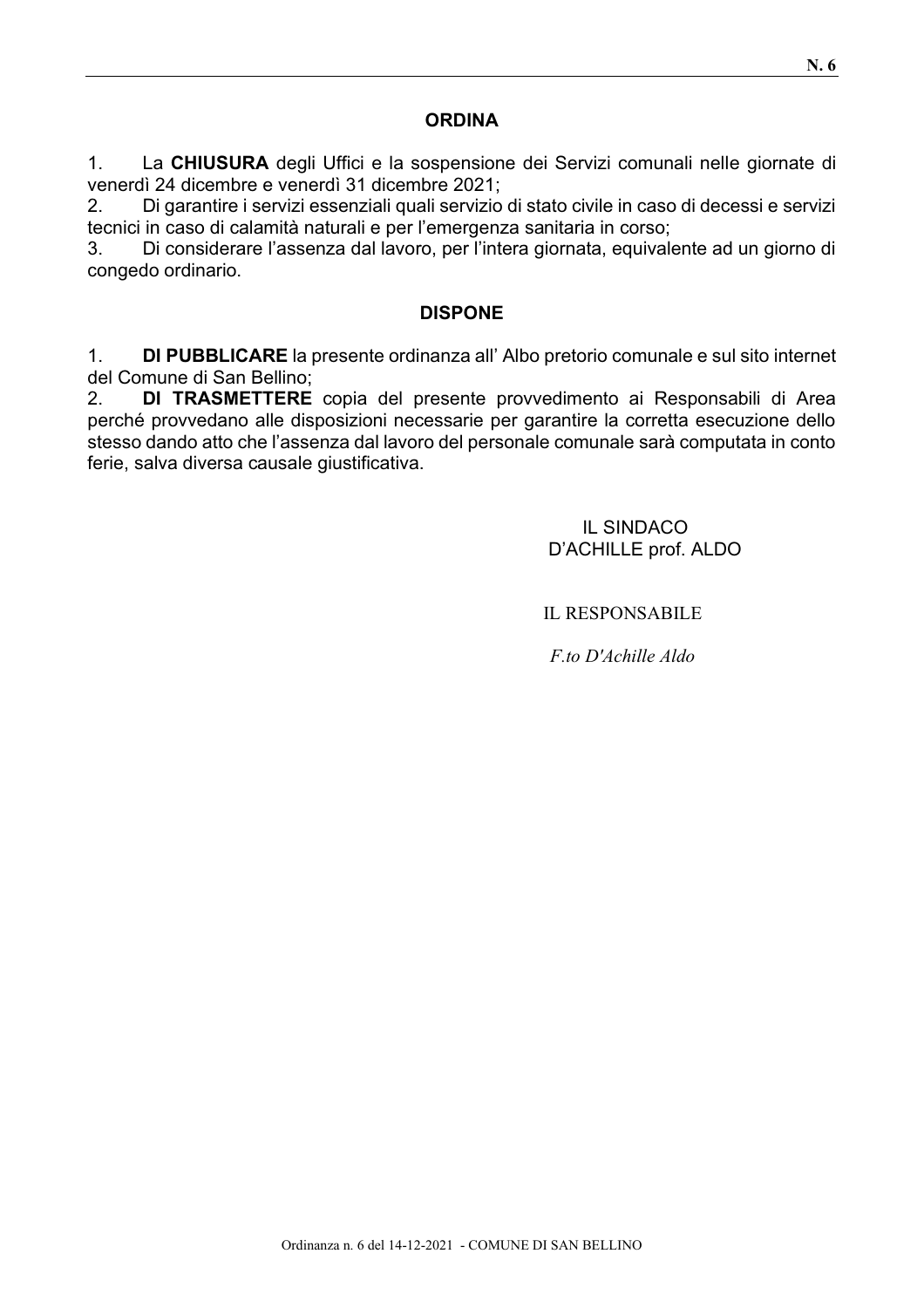## ORDINA

1. La **CHIUSURA** degli Uffici e la sospensione dei Servizi comunali nelle giornate di venerdì 24 dicembre e venerdì 31 dicembre 2021;
2. Di garantire i servizi essenziali quali servizio di stato civile in caso di decessi e servizi tecnici in caso di calamità naturali e per l'emergenza sanitaria in corso;
3. Di considerare l'assenza dal lavoro, per l'intera giornata, equivalente ad un giorno di congedo ordinario.

## DISPONE

1. **DI PUBBLICARE** la presente ordinanza all' Albo pretorio comunale e sul sito internet del Comune di San Bellino;
2. **DI TRASMETTERE** copia del presente provvedimento ai Responsabili di Area perché provvedano alle disposizioni necessarie per garantire la corretta esecuzione dello stesso dando atto che l'assenza dal lavoro del personale comunale sarà computata in conto ferie, salva diversa causale giustificativa.

IL SINDACO
D'ACHILLE prof. ALDO

IL RESPONSABILE

*F.to D'Achille Aldo*

Ordinanza n. 6 del 14-12-2021 - COMUNE DI SAN BELLINO